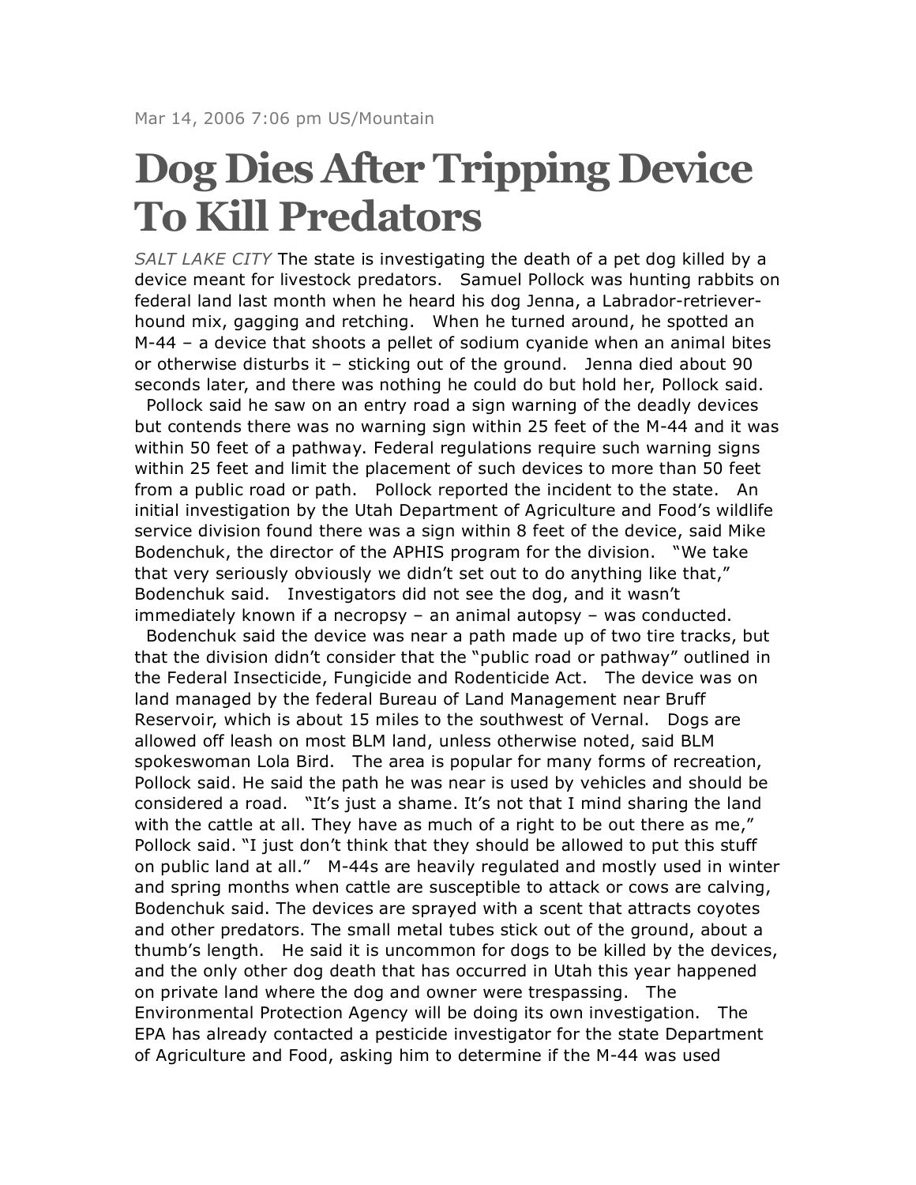Mar 14, 2006 7:06 pm US/Mountain

# Dog Dies After Tripping Device To Kill Predators

*SALT LAKE CITY* The state is investigating the death of a pet dog killed by a device meant for livestock predators. Samuel Pollock was hunting rabbits on federal land last month when he heard his dog Jenna, a Labrador-retriever-hound mix, gagging and retching. When he turned around, he spotted an M-44 – a device that shoots a pellet of sodium cyanide when an animal bites or otherwise disturbs it – sticking out of the ground. Jenna died about 90 seconds later, and there was nothing he could do but hold her, Pollock said.

Pollock said he saw on an entry road a sign warning of the deadly devices but contends there was no warning sign within 25 feet of the M-44 and it was within 50 feet of a pathway. Federal regulations require such warning signs within 25 feet and limit the placement of such devices to more than 50 feet from a public road or path. Pollock reported the incident to the state. An initial investigation by the Utah Department of Agriculture and Food's wildlife service division found there was a sign within 8 feet of the device, said Mike Bodenchuk, the director of the APHIS program for the division. "We take that very seriously obviously we didn't set out to do anything like that," Bodenchuk said. Investigators did not see the dog, and it wasn't immediately known if a necropsy – an animal autopsy – was conducted.

Bodenchuk said the device was near a path made up of two tire tracks, but that the division didn't consider that the "public road or pathway" outlined in the Federal Insecticide, Fungicide and Rodenticide Act. The device was on land managed by the federal Bureau of Land Management near Bruff Reservoir, which is about 15 miles to the southwest of Vernal. Dogs are allowed off leash on most BLM land, unless otherwise noted, said BLM spokeswoman Lola Bird. The area is popular for many forms of recreation, Pollock said. He said the path he was near is used by vehicles and should be considered a road. "It's just a shame. It's not that I mind sharing the land with the cattle at all. They have as much of a right to be out there as me," Pollock said. "I just don't think that they should be allowed to put this stuff on public land at all." M-44s are heavily regulated and mostly used in winter and spring months when cattle are susceptible to attack or cows are calving, Bodenchuk said. The devices are sprayed with a scent that attracts coyotes and other predators. The small metal tubes stick out of the ground, about a thumb's length. He said it is uncommon for dogs to be killed by the devices, and the only other dog death that has occurred in Utah this year happened on private land where the dog and owner were trespassing. The Environmental Protection Agency will be doing its own investigation. The EPA has already contacted a pesticide investigator for the state Department of Agriculture and Food, asking him to determine if the M-44 was used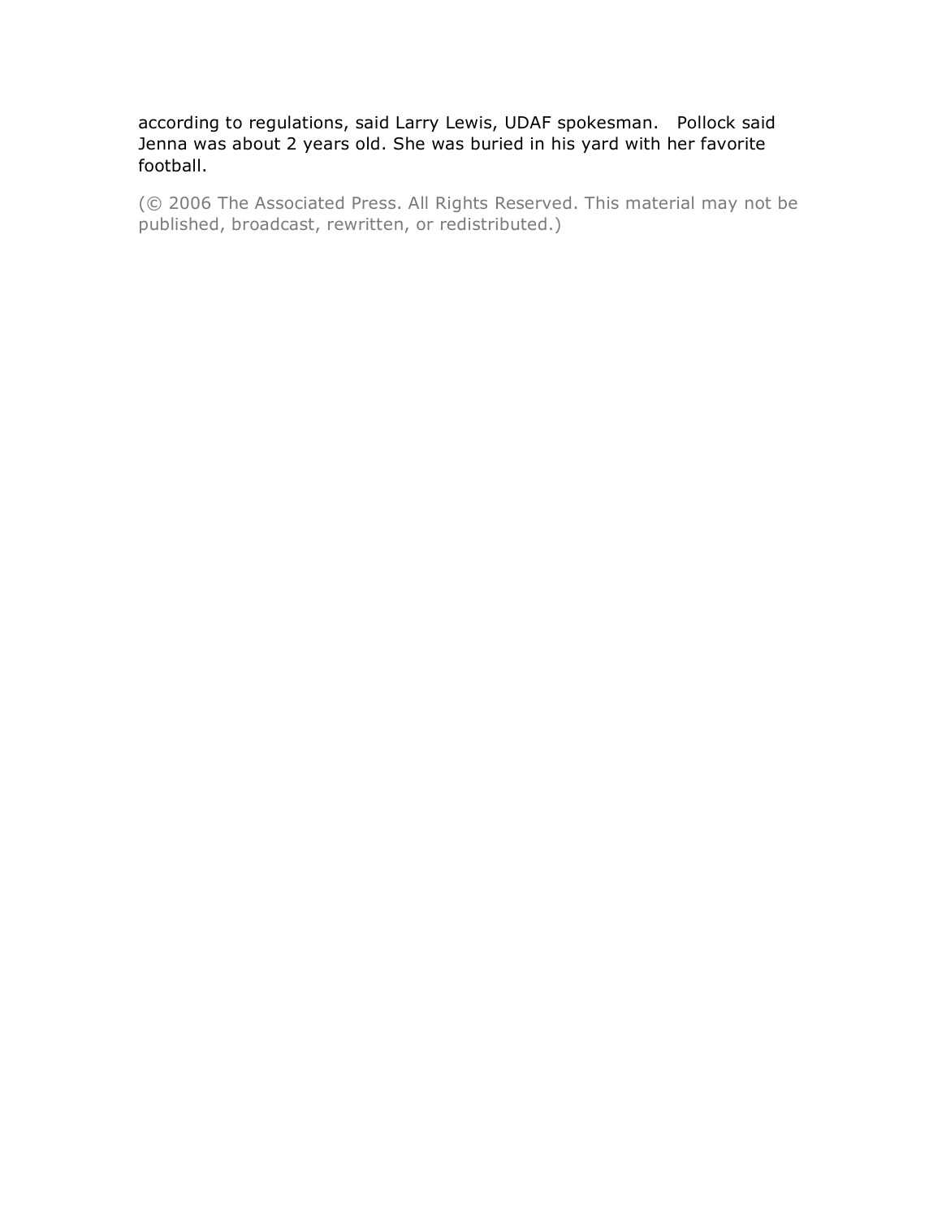according to regulations, said Larry Lewis, UDAF spokesman. Pollock said Jenna was about 2 years old. She was buried in his yard with her favorite football.

(© 2006 The Associated Press. All Rights Reserved. This material may not be published, broadcast, rewritten, or redistributed.)